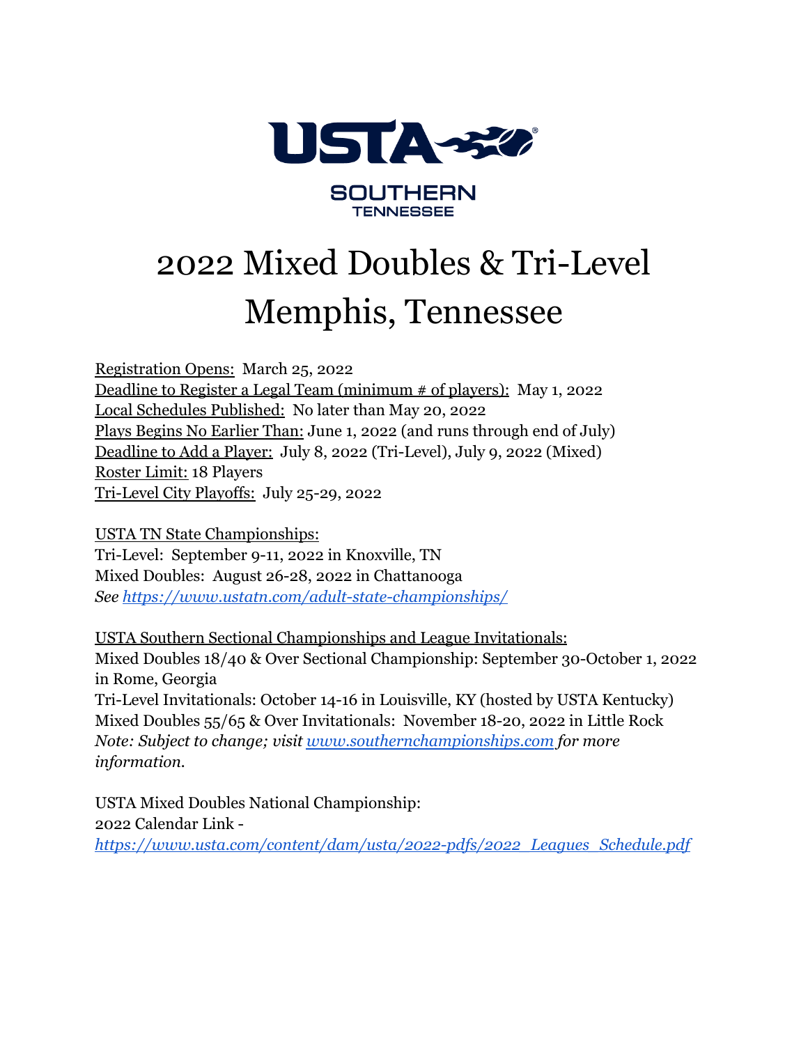USTA SOUTHERN TENNESSEE

# 2022 Mixed Doubles & Tri-Level Memphis, Tennessee

Registration Opens: March 25, 2022
Deadline to Register a Legal Team (minimum # of players): May 1, 2022
Local Schedules Published: No later than May 20, 2022
Plays Begins No Earlier Than: June 1, 2022 (and runs through end of July)
Deadline to Add a Player: July 8, 2022 (Tri-Level), July 9, 2022 (Mixed)
Roster Limit: 18 Players
Tri-Level City Playoffs: July 25-29, 2022

USTA TN State Championships:
Tri-Level: September 9-11, 2022 in Knoxville, TN
Mixed Doubles: August 26-28, 2022 in Chattanooga
*See https://www.ustatn.com/adult-state-championships/*

USTA Southern Sectional Championships and League Invitationals:
Mixed Doubles 18/40 & Over Sectional Championship: September 30-October 1, 2022 in Rome, Georgia
Tri-Level Invitationals: October 14-16 in Louisville, KY (hosted by USTA Kentucky)
Mixed Doubles 55/65 & Over Invitationals: November 18-20, 2022 in Little Rock
*Note: Subject to change; visit www.southernchampionships.com for more information.*

USTA Mixed Doubles National Championship:
2022 Calendar Link -
*https://www.usta.com/content/dam/usta/2022-pdfs/2022_Leagues_Schedule.pdf*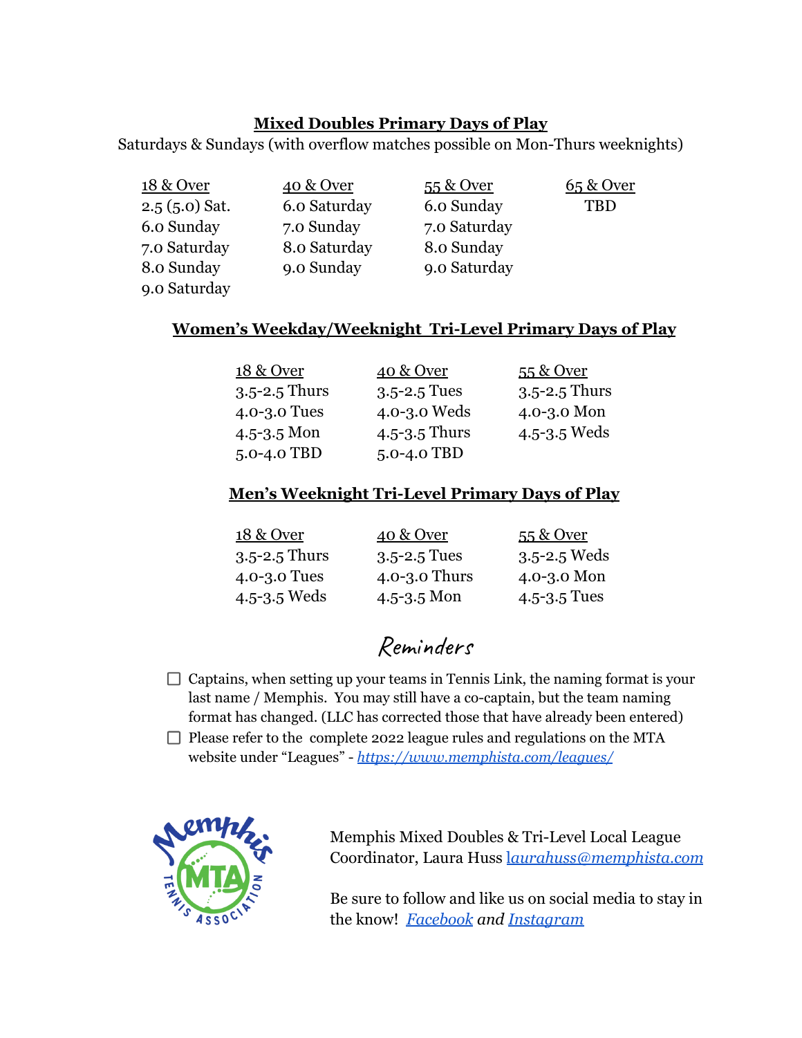**Mixed Doubles Primary Days of Play**

Saturdays & Sundays (with overflow matches possible on Mon-Thurs weeknights)

| 18 & Over | 40 & Over | 55 & Over | 65 & Over |
|---|---|---|---|
| 2.5 (5.0) Sat. | 6.0 Saturday | 6.0 Sunday | TBD |
| 6.0 Sunday | 7.0 Sunday | 7.0 Saturday | |
| 7.0 Saturday | 8.0 Saturday | 8.0 Sunday | |
| 8.0 Sunday | 9.0 Sunday | 9.0 Saturday | |
| 9.0 Saturday | | | |

**Women's Weekday/Weeknight Tri-Level Primary Days of Play**

| 18 & Over | 40 & Over | 55 & Over |
|---|---|---|
| 3.5-2.5 Thurs | 3.5-2.5 Tues | 3.5-2.5 Thurs |
| 4.0-3.0 Tues | 4.0-3.0 Weds | 4.0-3.0 Mon |
| 4.5-3.5 Mon | 4.5-3.5 Thurs | 4.5-3.5 Weds |
| 5.0-4.0 TBD | 5.0-4.0 TBD | |

**Men's Weeknight Tri-Level Primary Days of Play**

| 18 & Over | 40 & Over | 55 & Over |
|---|---|---|
| 3.5-2.5 Thurs | 3.5-2.5 Tues | 3.5-2.5 Weds |
| 4.0-3.0 Tues | 4.0-3.0 Thurs | 4.0-3.0 Mon |
| 4.5-3.5 Weds | 4.5-3.5 Mon | 4.5-3.5 Tues |

## Reminders

- ☐ Captains, when setting up your teams in Tennis Link, the naming format is your last name / Memphis. You may still have a co-captain, but the team naming format has changed. (LLC has corrected those that have already been entered)
- ☐ Please refer to the complete 2022 league rules and regulations on the MTA website under "Leagues" - *https://www.memphista.com/leagues/*

Memphis Mixed Doubles & Tri-Level Local League Coordinator, Laura Huss laurahuss@memphista.com

Be sure to follow and like us on social media to stay in the know! *Facebook* and *Instagram*